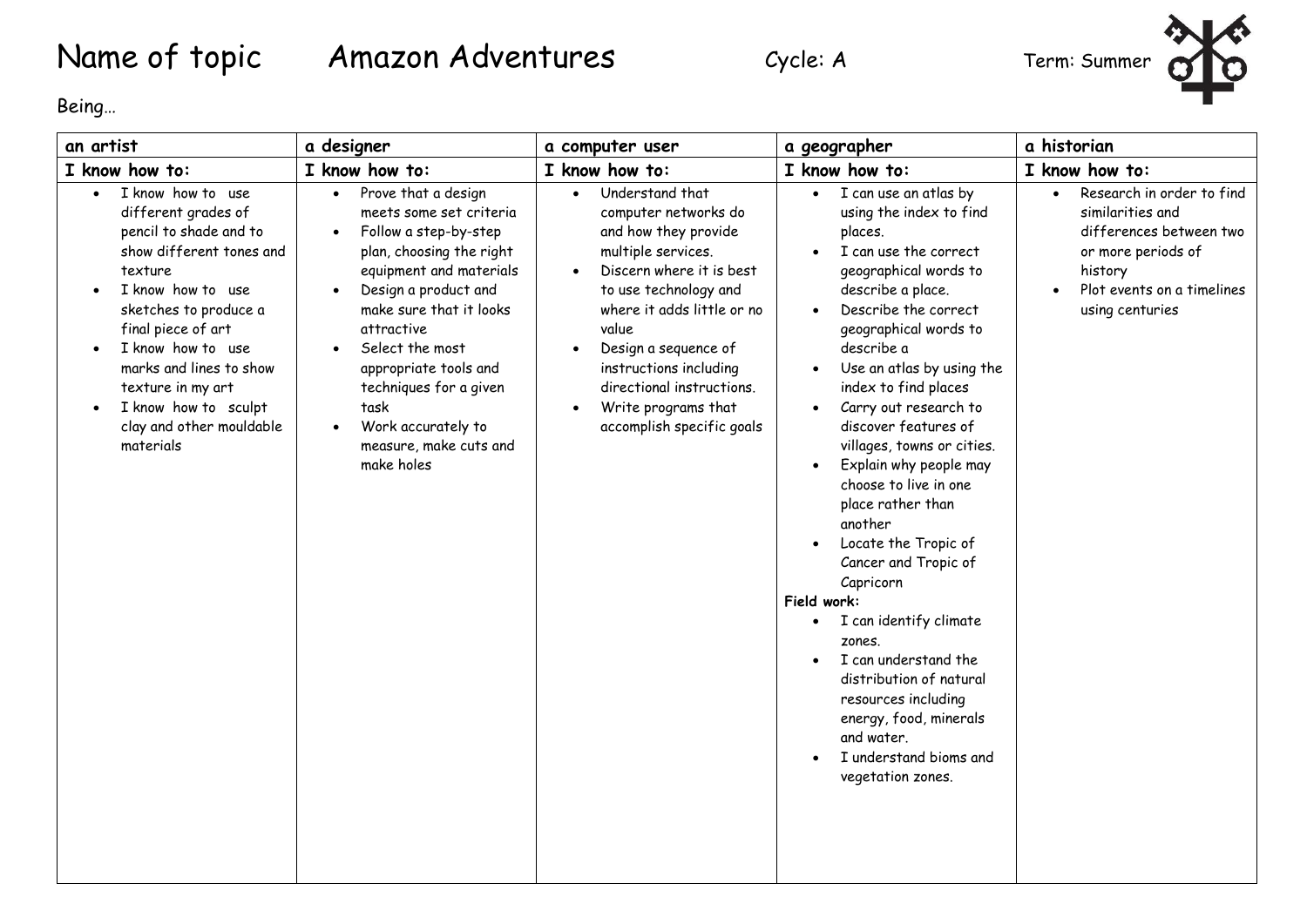# Name of topic Amazon Adventures

Cycle: A

Term: Summer

Being…

| an artist | a designer | a computer user | a geographer | a historian |
|---|---|---|---|---|
| **I know how to:** | **I know how to:** | **I know how to:** | **I know how to:** | **I know how to:** |
| • I know how to use different grades of pencil to shade and to show different tones and texture<br>• I know how to use sketches to produce a final piece of art<br>• I know how to use marks and lines to show texture in my art<br>• I know how to sculpt clay and other mouldable materials | • Prove that a design meets some set criteria<br>• Follow a step-by-step plan, choosing the right equipment and materials<br>• Design a product and make sure that it looks attractive<br>• Select the most appropriate tools and techniques for a given task<br>• Work accurately to measure, make cuts and make holes | • Understand that computer networks do and how they provide multiple services.<br>• Discern where it is best to use technology and where it adds little or no value<br>• Design a sequence of instructions including directional instructions.<br>• Write programs that accomplish specific goals | • I can use an atlas by using the index to find places.<br>• I can use the correct geographical words to describe a place.<br>• Describe the correct geographical words to describe a<br>• Use an atlas by using the index to find places<br>• Carry out research to discover features of villages, towns or cities.<br>• Explain why people may choose to live in one place rather than another<br>• Locate the Tropic of Cancer and Tropic of Capricorn<br>**Field work:**<br>• I can identify climate zones.<br>• I can understand the distribution of natural resources including energy, food, minerals and water.<br>• I understand bioms and vegetation zones. | • Research in order to find similarities and differences between two or more periods of history<br>• Plot events on a timelines using centuries |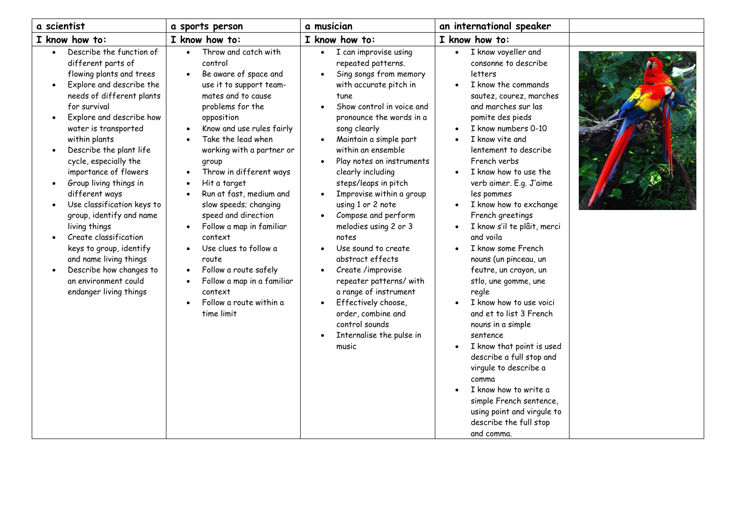| a scientist | a sports person | a musician | an international speaker | |
|---|---|---|---|---|
| **I know how to:** | **I know how to:** | **I know how to:** | **I know how to:** | |
| • Describe the function of different parts of flowing plants and trees<br>• Explore and describe the needs of different plants for survival<br>• Explore and describe how water is transported within plants<br>• Describe the plant life cycle, especially the importance of flowers<br>• Group living things in different ways<br>• Use classification keys to group, identify and name living things<br>• Create classification keys to group, identify and name living things<br>• Describe how changes to an environment could endanger living things | • Throw and catch with control<br>• Be aware of space and use it to support team-mates and to cause problems for the opposition<br>• Know and use rules fairly<br>• Take the lead when working with a partner or group<br>• Throw in different ways<br>• Hit a target<br>• Run at fast, medium and slow speeds; changing speed and direction<br>• Follow a map in familiar context<br>• Use clues to follow a route<br>• Follow a route safely<br>• Follow a map in a familiar context<br>• Follow a route within a time limit | • I can improvise using repeated patterns.<br>• Sing songs from memory with accurate pitch in tune<br>• Show control in voice and pronounce the words in a song clearly<br>• Maintain a simple part within an ensemble<br>• Play notes on instruments clearly including steps/leaps in pitch<br>• Improvise within a group using 1 or 2 note<br>• Compose and perform melodies using 2 or 3 notes<br>• Use sound to create abstract effects<br>• Create /improvise repeater patterns/ with a range of instrument<br>• Effectively choose, order, combine and control sounds<br>• Internalise the pulse in music | • I know voyeller and consonne to describe letters<br>• I know the commands sautez, courez, marches and marches sur las pomite des pieds<br>• I know numbers 0-10<br>• I know vite and lentement to describe French verbs<br>• I know how to use the verb aimer. E.g. J'aime les pommes<br>• I know how to exchange French greetings<br>• I know s'il te plâit, merci and voila<br>• I know some French nouns (un pinceau, un feutre, un crayon, un stlo, une gomme, une regle<br>• I know how to use voici and et to list 3 French nouns in a simple sentence<br>• I know that point is used describe a full stop and virgule to describe a comma<br>• I know how to write a simple French sentence, using point and virgule to describe the full stop and comma. | |